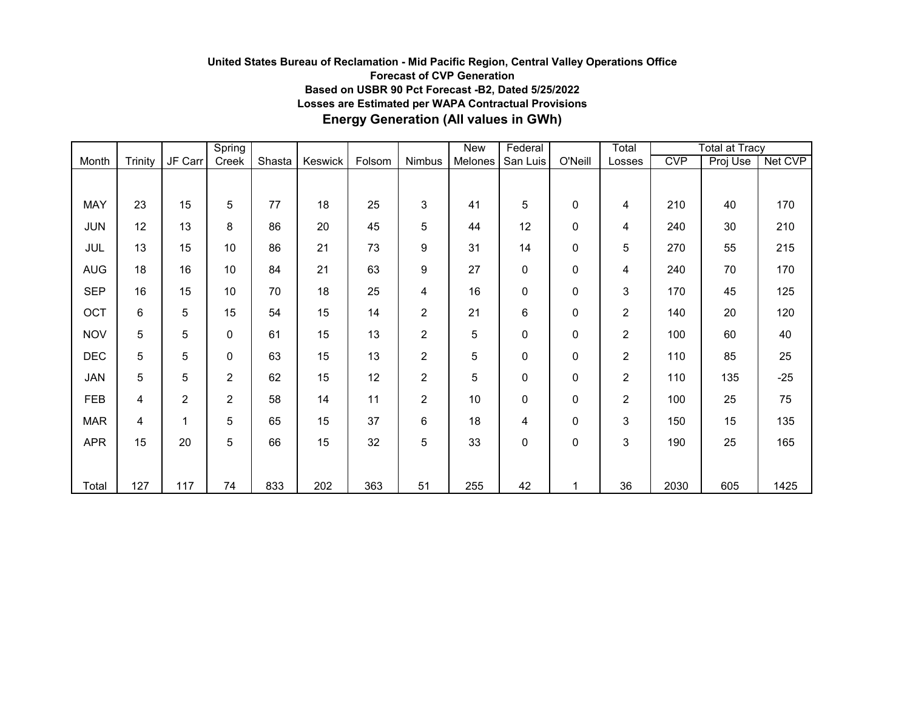**United States Bureau of Reclamation - Mid Pacific Region, Central Valley Operations Office**

**Forecast of CVP Generation**

**Based on USBR 90 Pct Forecast -B2, Dated 5/25/2022**

**Losses are Estimated per WAPA Contractual Provisions**

## Energy Generation (All values in GWh)

| Month | Trinity | JF Carr | Spring Creek | Shasta | Keswick | Folsom | Nimbus | New Melones | Federal San Luis | O'Neill | Total Losses | Total at Tracy | | |
|---|---|---|---|---|---|---|---|---|---|---|---|---|---|---|
| | | | | | | | | | | | | CVP | Proj Use | Net CVP |
| MAY | 23 | 15 | 5 | 77 | 18 | 25 | 3 | 41 | 5 | 0 | 4 | 210 | 40 | 170 |
| JUN | 12 | 13 | 8 | 86 | 20 | 45 | 5 | 44 | 12 | 0 | 4 | 240 | 30 | 210 |
| JUL | 13 | 15 | 10 | 86 | 21 | 73 | 9 | 31 | 14 | 0 | 5 | 270 | 55 | 215 |
| AUG | 18 | 16 | 10 | 84 | 21 | 63 | 9 | 27 | 0 | 0 | 4 | 240 | 70 | 170 |
| SEP | 16 | 15 | 10 | 70 | 18 | 25 | 4 | 16 | 0 | 0 | 3 | 170 | 45 | 125 |
| OCT | 6 | 5 | 15 | 54 | 15 | 14 | 2 | 21 | 6 | 0 | 2 | 140 | 20 | 120 |
| NOV | 5 | 5 | 0 | 61 | 15 | 13 | 2 | 5 | 0 | 0 | 2 | 100 | 60 | 40 |
| DEC | 5 | 5 | 0 | 63 | 15 | 13 | 2 | 5 | 0 | 0 | 2 | 110 | 85 | 25 |
| JAN | 5 | 5 | 2 | 62 | 15 | 12 | 2 | 5 | 0 | 0 | 2 | 110 | 135 | -25 |
| FEB | 4 | 2 | 2 | 58 | 14 | 11 | 2 | 10 | 0 | 0 | 2 | 100 | 25 | 75 |
| MAR | 4 | 1 | 5 | 65 | 15 | 37 | 6 | 18 | 4 | 0 | 3 | 150 | 15 | 135 |
| APR | 15 | 20 | 5 | 66 | 15 | 32 | 5 | 33 | 0 | 0 | 3 | 190 | 25 | 165 |
| Total | 127 | 117 | 74 | 833 | 202 | 363 | 51 | 255 | 42 | 1 | 36 | 2030 | 605 | 1425 |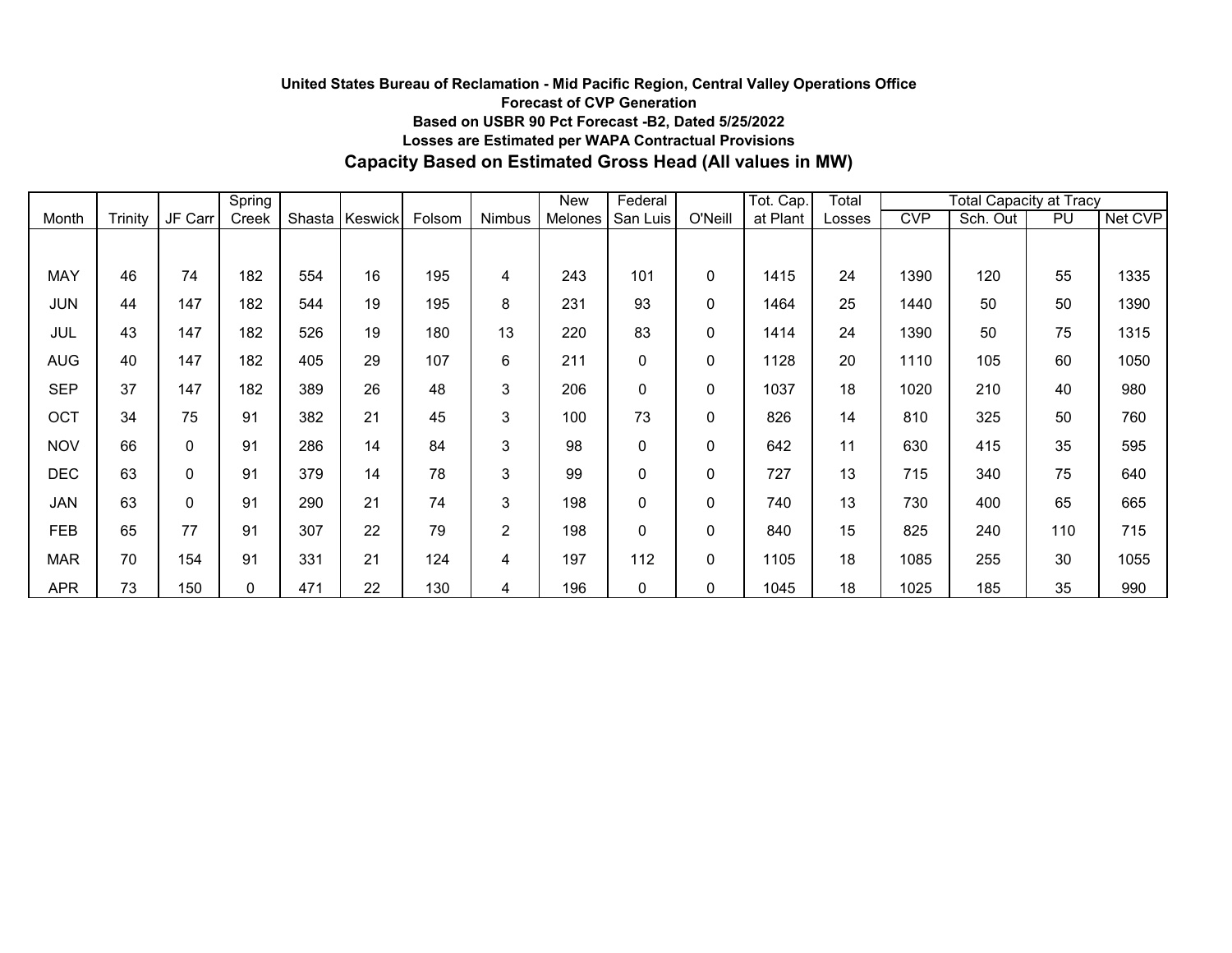**United States Bureau of Reclamation - Mid Pacific Region, Central Valley Operations Office**

**Forecast of CVP Generation**

**Based on USBR 90 Pct Forecast -B2, Dated 5/25/2022**

**Losses are Estimated per WAPA Contractual Provisions**

## Capacity Based on Estimated Gross Head (All values in MW)

| Month | Trinity | JF Carr | Spring Creek | Shasta | Keswick | Folsom | Nimbus | New Melones | Federal San Luis | O'Neill | Tot. Cap. at Plant | Total Losses | Total Capacity at Tracy | | | |
|---|---|---|---|---|---|---|---|---|---|---|---|---|---|---|---|---|
| | | | | | | | | | | | | | CVP | Sch. Out | PU | Net CVP |
| MAY | 46 | 74 | 182 | 554 | 16 | 195 | 4 | 243 | 101 | 0 | 1415 | 24 | 1390 | 120 | 55 | 1335 |
| JUN | 44 | 147 | 182 | 544 | 19 | 195 | 8 | 231 | 93 | 0 | 1464 | 25 | 1440 | 50 | 50 | 1390 |
| JUL | 43 | 147 | 182 | 526 | 19 | 180 | 13 | 220 | 83 | 0 | 1414 | 24 | 1390 | 50 | 75 | 1315 |
| AUG | 40 | 147 | 182 | 405 | 29 | 107 | 6 | 211 | 0 | 0 | 1128 | 20 | 1110 | 105 | 60 | 1050 |
| SEP | 37 | 147 | 182 | 389 | 26 | 48 | 3 | 206 | 0 | 0 | 1037 | 18 | 1020 | 210 | 40 | 980 |
| OCT | 34 | 75 | 91 | 382 | 21 | 45 | 3 | 100 | 73 | 0 | 826 | 14 | 810 | 325 | 50 | 760 |
| NOV | 66 | 0 | 91 | 286 | 14 | 84 | 3 | 98 | 0 | 0 | 642 | 11 | 630 | 415 | 35 | 595 |
| DEC | 63 | 0 | 91 | 379 | 14 | 78 | 3 | 99 | 0 | 0 | 727 | 13 | 715 | 340 | 75 | 640 |
| JAN | 63 | 0 | 91 | 290 | 21 | 74 | 3 | 198 | 0 | 0 | 740 | 13 | 730 | 400 | 65 | 665 |
| FEB | 65 | 77 | 91 | 307 | 22 | 79 | 2 | 198 | 0 | 0 | 840 | 15 | 825 | 240 | 110 | 715 |
| MAR | 70 | 154 | 91 | 331 | 21 | 124 | 4 | 197 | 112 | 0 | 1105 | 18 | 1085 | 255 | 30 | 1055 |
| APR | 73 | 150 | 0 | 471 | 22 | 130 | 4 | 196 | 0 | 0 | 1045 | 18 | 1025 | 185 | 35 | 990 |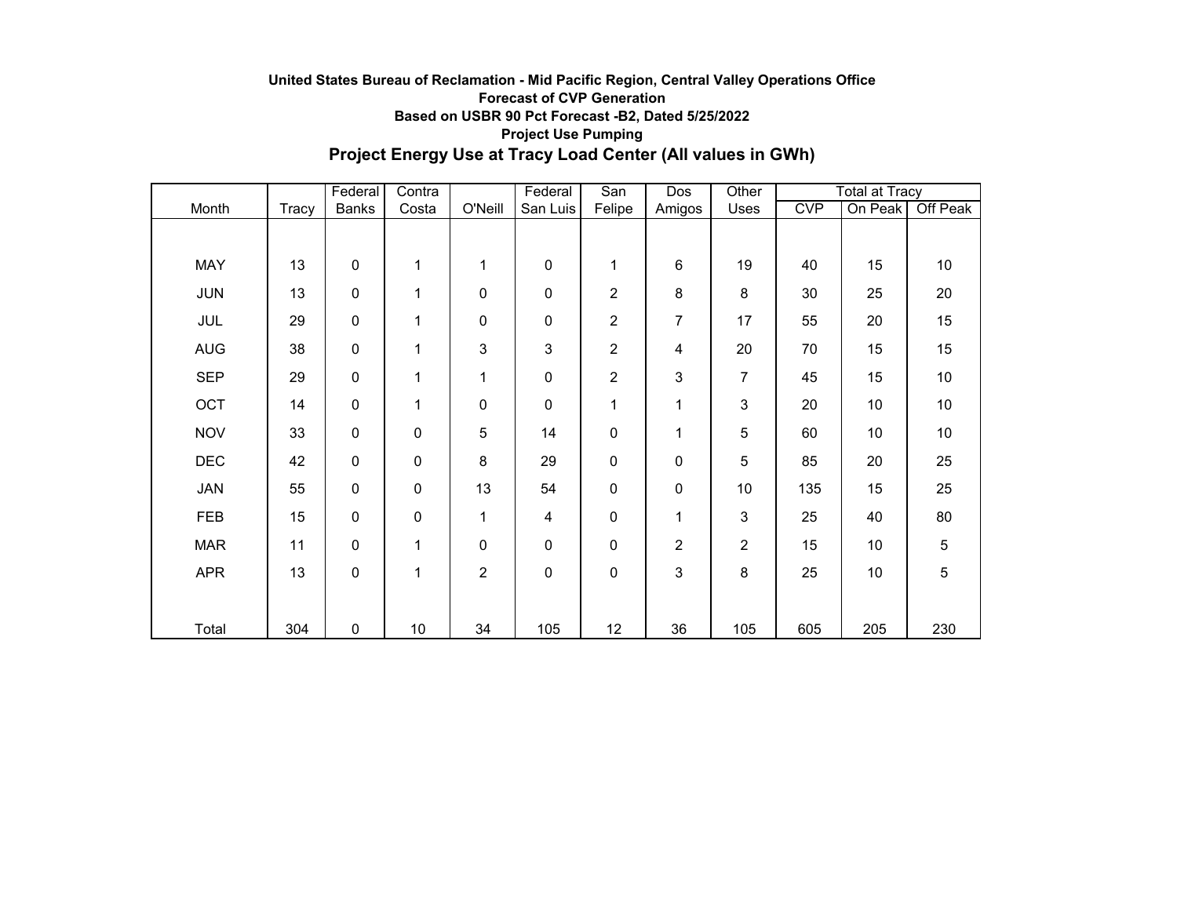**United States Bureau of Reclamation - Mid Pacific Region, Central Valley Operations Office**

**Forecast of CVP Generation**

**Based on USBR 90 Pct Forecast -B2, Dated 5/25/2022**

**Project Use Pumping**

## Project Energy Use at Tracy Load Center (All values in GWh)

| Month | Tracy | Federal Banks | Contra Costa | O'Neill | Federal San Luis | San Felipe | Dos Amigos | Other Uses | Total at Tracy | | |
|---|---|---|---|---|---|---|---|---|---|---|---|
| | | | | | | | | | CVP | On Peak | Off Peak |
| MAY | 13 | 0 | 1 | 1 | 0 | 1 | 6 | 19 | 40 | 15 | 10 |
| JUN | 13 | 0 | 1 | 0 | 0 | 2 | 8 | 8 | 30 | 25 | 20 |
| JUL | 29 | 0 | 1 | 0 | 0 | 2 | 7 | 17 | 55 | 20 | 15 |
| AUG | 38 | 0 | 1 | 3 | 3 | 2 | 4 | 20 | 70 | 15 | 15 |
| SEP | 29 | 0 | 1 | 1 | 0 | 2 | 3 | 7 | 45 | 15 | 10 |
| OCT | 14 | 0 | 1 | 0 | 0 | 1 | 1 | 3 | 20 | 10 | 10 |
| NOV | 33 | 0 | 0 | 5 | 14 | 0 | 1 | 5 | 60 | 10 | 10 |
| DEC | 42 | 0 | 0 | 8 | 29 | 0 | 0 | 5 | 85 | 20 | 25 |
| JAN | 55 | 0 | 0 | 13 | 54 | 0 | 0 | 10 | 135 | 15 | 25 |
| FEB | 15 | 0 | 0 | 1 | 4 | 0 | 1 | 3 | 25 | 40 | 80 |
| MAR | 11 | 0 | 1 | 0 | 0 | 0 | 2 | 2 | 15 | 10 | 5 |
| APR | 13 | 0 | 1 | 2 | 0 | 0 | 3 | 8 | 25 | 10 | 5 |
| Total | 304 | 0 | 10 | 34 | 105 | 12 | 36 | 105 | 605 | 205 | 230 |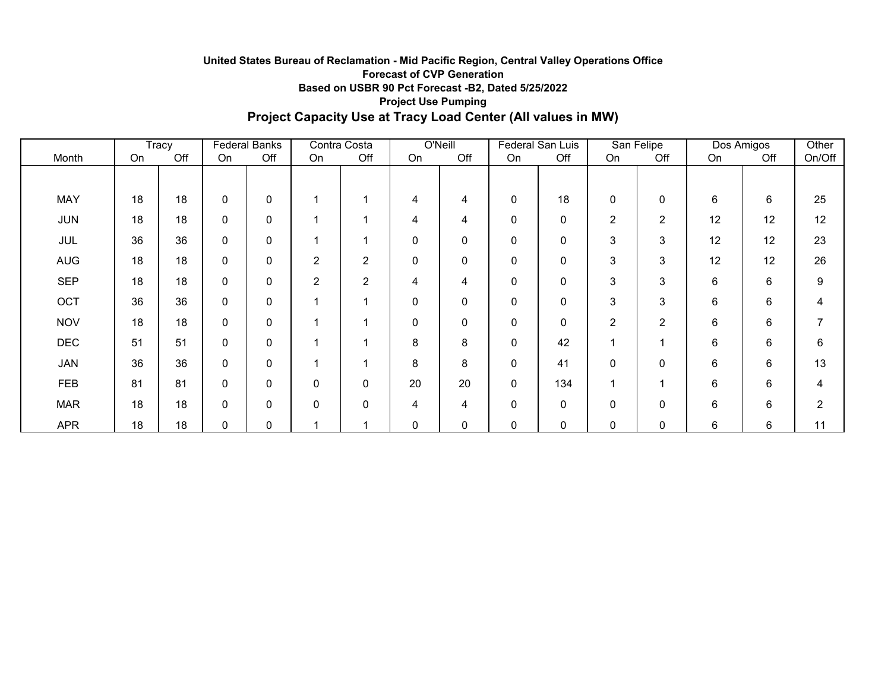**United States Bureau of Reclamation - Mid Pacific Region, Central Valley Operations Office**

**Forecast of CVP Generation**

**Based on USBR 90 Pct Forecast -B2, Dated 5/25/2022**

**Project Use Pumping**

## Project Capacity Use at Tracy Load Center (All values in MW)

| | Tracy | | Federal Banks | | Contra Costa | | O'Neill | | Federal San Luis | | San Felipe | | Dos Amigos | | Other |
|---|---|---|---|---|---|---|---|---|---|---|---|---|---|---|---|
| Month | On | Off | On | Off | On | Off | On | Off | On | Off | On | Off | On | Off | On/Off |
| MAY | 18 | 18 | 0 | 0 | 1 | 1 | 4 | 4 | 0 | 18 | 0 | 0 | 6 | 6 | 25 |
| JUN | 18 | 18 | 0 | 0 | 1 | 1 | 4 | 4 | 0 | 0 | 2 | 2 | 12 | 12 | 12 |
| JUL | 36 | 36 | 0 | 0 | 1 | 1 | 0 | 0 | 0 | 0 | 3 | 3 | 12 | 12 | 23 |
| AUG | 18 | 18 | 0 | 0 | 2 | 2 | 0 | 0 | 0 | 0 | 3 | 3 | 12 | 12 | 26 |
| SEP | 18 | 18 | 0 | 0 | 2 | 2 | 4 | 4 | 0 | 0 | 3 | 3 | 6 | 6 | 9 |
| OCT | 36 | 36 | 0 | 0 | 1 | 1 | 0 | 0 | 0 | 0 | 3 | 3 | 6 | 6 | 4 |
| NOV | 18 | 18 | 0 | 0 | 1 | 1 | 0 | 0 | 0 | 0 | 2 | 2 | 6 | 6 | 7 |
| DEC | 51 | 51 | 0 | 0 | 1 | 1 | 8 | 8 | 0 | 42 | 1 | 1 | 6 | 6 | 6 |
| JAN | 36 | 36 | 0 | 0 | 1 | 1 | 8 | 8 | 0 | 41 | 0 | 0 | 6 | 6 | 13 |
| FEB | 81 | 81 | 0 | 0 | 0 | 0 | 20 | 20 | 0 | 134 | 1 | 1 | 6 | 6 | 4 |
| MAR | 18 | 18 | 0 | 0 | 0 | 0 | 4 | 4 | 0 | 0 | 0 | 0 | 6 | 6 | 2 |
| APR | 18 | 18 | 0 | 0 | 1 | 1 | 0 | 0 | 0 | 0 | 0 | 0 | 6 | 6 | 11 |